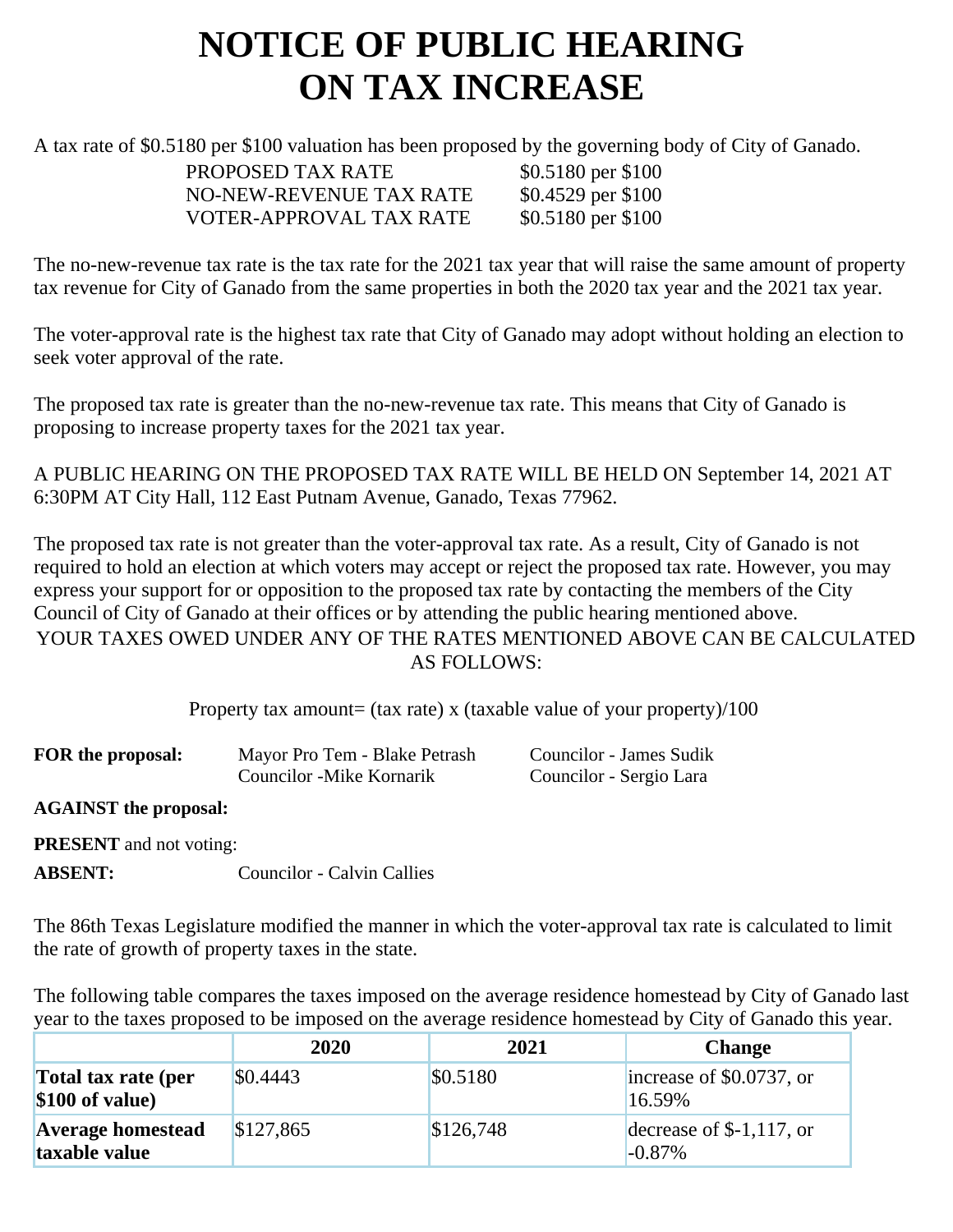# NOTICE OF PUBLIC HEARING ON TAX INCREASE

A tax rate of $0.5180 per $100 valuation has been proposed by the governing body of City of Ganado.

| | |
|---|---|
| PROPOSED TAX RATE | $0.5180 per $100 |
| NO-NEW-REVENUE TAX RATE | $0.4529 per $100 |
| VOTER-APPROVAL TAX RATE | $0.5180 per $100 |

The no-new-revenue tax rate is the tax rate for the 2021 tax year that will raise the same amount of property tax revenue for City of Ganado from the same properties in both the 2020 tax year and the 2021 tax year.

The voter-approval rate is the highest tax rate that City of Ganado may adopt without holding an election to seek voter approval of the rate.

The proposed tax rate is greater than the no-new-revenue tax rate. This means that City of Ganado is proposing to increase property taxes for the 2021 tax year.

A PUBLIC HEARING ON THE PROPOSED TAX RATE WILL BE HELD ON September 14, 2021 AT 6:30PM AT City Hall, 112 East Putnam Avenue, Ganado, Texas 77962.

The proposed tax rate is not greater than the voter-approval tax rate. As a result, City of Ganado is not required to hold an election at which voters may accept or reject the proposed tax rate. However, you may express your support for or opposition to the proposed tax rate by contacting the members of the City Council of City of Ganado at their offices or by attending the public hearing mentioned above.

YOUR TAXES OWED UNDER ANY OF THE RATES MENTIONED ABOVE CAN BE CALCULATED AS FOLLOWS:

Property tax amount= (tax rate) x (taxable value of your property)/100

**FOR the proposal:** Mayor Pro Tem - Blake Petrash, Councilor -Mike Kornarik, Councilor - James Sudik, Councilor - Sergio Lara

**AGAINST the proposal:**

**PRESENT** and not voting:

**ABSENT:** Councilor - Calvin Callies

The 86th Texas Legislature modified the manner in which the voter-approval tax rate is calculated to limit the rate of growth of property taxes in the state.

The following table compares the taxes imposed on the average residence homestead by City of Ganado last year to the taxes proposed to be imposed on the average residence homestead by City of Ganado this year.

| | 2020 | 2021 | Change |
|---|---|---|---|
| **Total tax rate (per $100 of value)** | $0.4443 | $0.5180 | increase of $0.0737, or 16.59% |
| **Average homestead taxable value** | $127,865 | $126,748 | decrease of $-1,117, or -0.87% |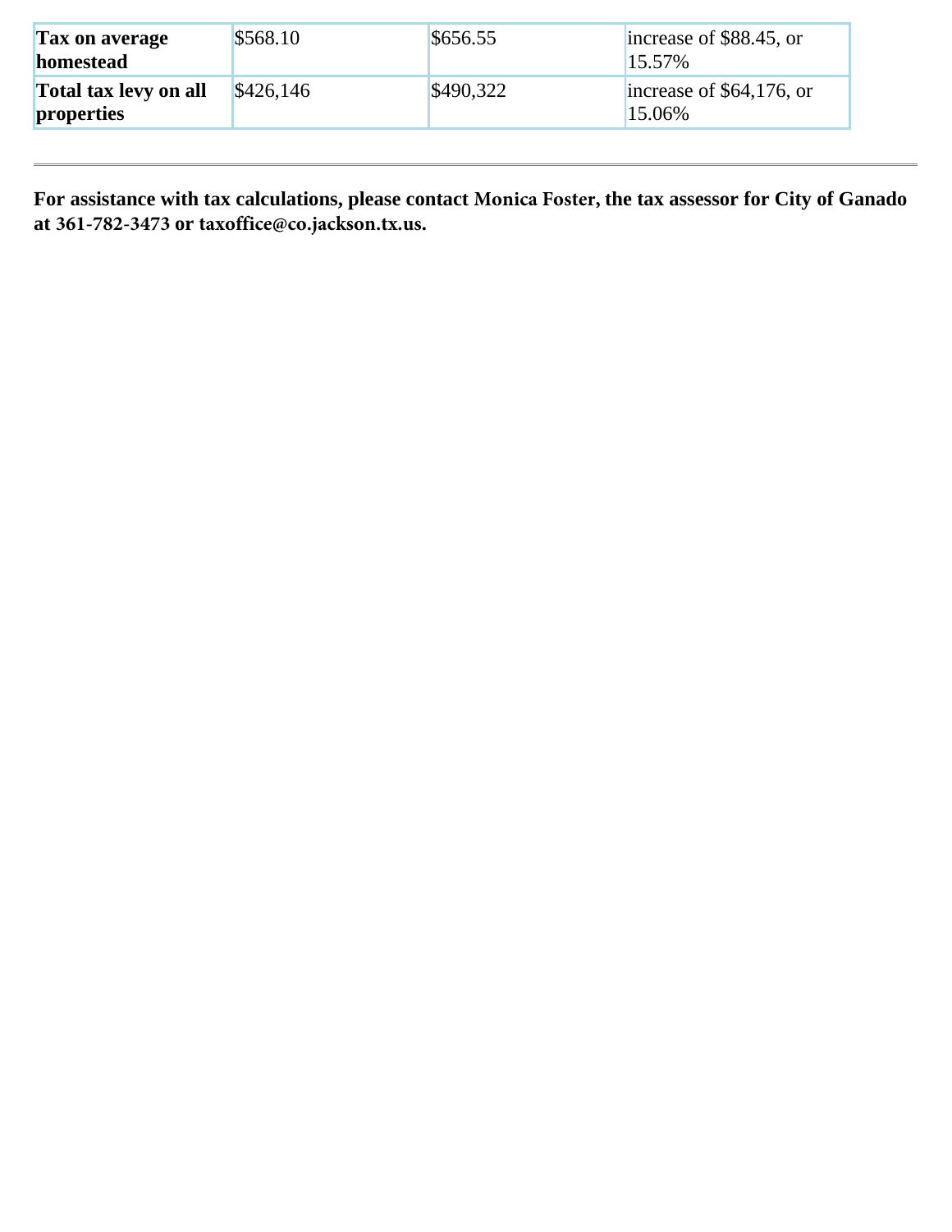| | | | |
|---|---|---|---|
| **Tax on average homestead** | $568.10 | $656.55 | increase of $88.45, or 15.57% |
| **Total tax levy on all properties** | $426,146 | $490,322 | increase of $64,176, or 15.06% |

---

**For assistance with tax calculations, please contact Monica Foster, the tax assessor for City of Ganado at 361-782-3473 or taxoffice@co.jackson.tx.us.**